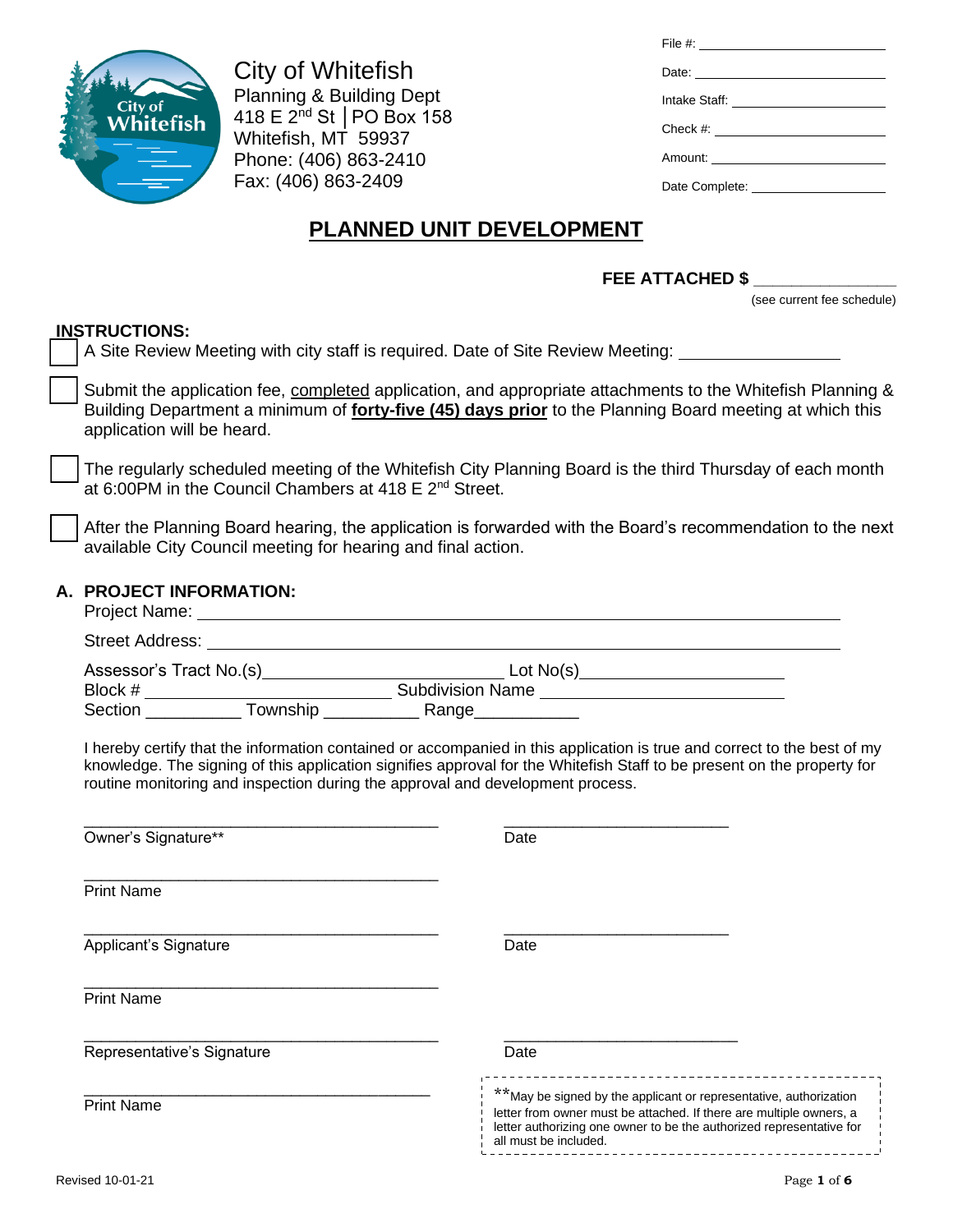City of Whitefish
Planning & Building Dept
418 E 2nd St | PO Box 158
Whitefish, MT 59937
Phone: (406) 863-2410
Fax: (406) 863-2409

File #: ____________________

Date: ____________________

Intake Staff: ____________________

Check #: ____________________

Amount: ____________________

Date Complete: ____________________

# PLANNED UNIT DEVELOPMENT

**FEE ATTACHED $ ______________**
(see current fee schedule)

**INSTRUCTIONS:**

- ☐ A Site Review Meeting with city staff is required. Date of Site Review Meeting: ______________
- ☐ Submit the application fee, completed application, and appropriate attachments to the Whitefish Planning & Building Department a minimum of **forty-five (45) days prior** to the Planning Board meeting at which this application will be heard.
- ☐ The regularly scheduled meeting of the Whitefish City Planning Board is the third Thursday of each month at 6:00PM in the Council Chambers at 418 E 2nd Street.
- ☐ After the Planning Board hearing, the application is forwarded with the Board's recommendation to the next available City Council meeting for hearing and final action.

## A. PROJECT INFORMATION:

Project Name: ________________________________________

Street Address: ________________________________________

Assessor's Tract No.(s) ______________________ Lot No(s) ______________________

Block # ______________________ Subdivision Name ______________________

Section __________ Township __________ Range __________

I hereby certify that the information contained or accompanied in this application is true and correct to the best of my knowledge. The signing of this application signifies approval for the Whitefish Staff to be present on the property for routine monitoring and inspection during the approval and development process.

________________________________________ ________________________
Owner's Signature** Date

________________________________________
Print Name

________________________________________ ________________________
Applicant's Signature Date

________________________________________
Print Name

________________________________________ ________________________
Representative's Signature Date

________________________________________
Print Name

**May be signed by the applicant or representative, authorization letter from owner must be attached. If there are multiple owners, a letter authorizing one owner to be the authorized representative for all must be included.

Revised 10-01-21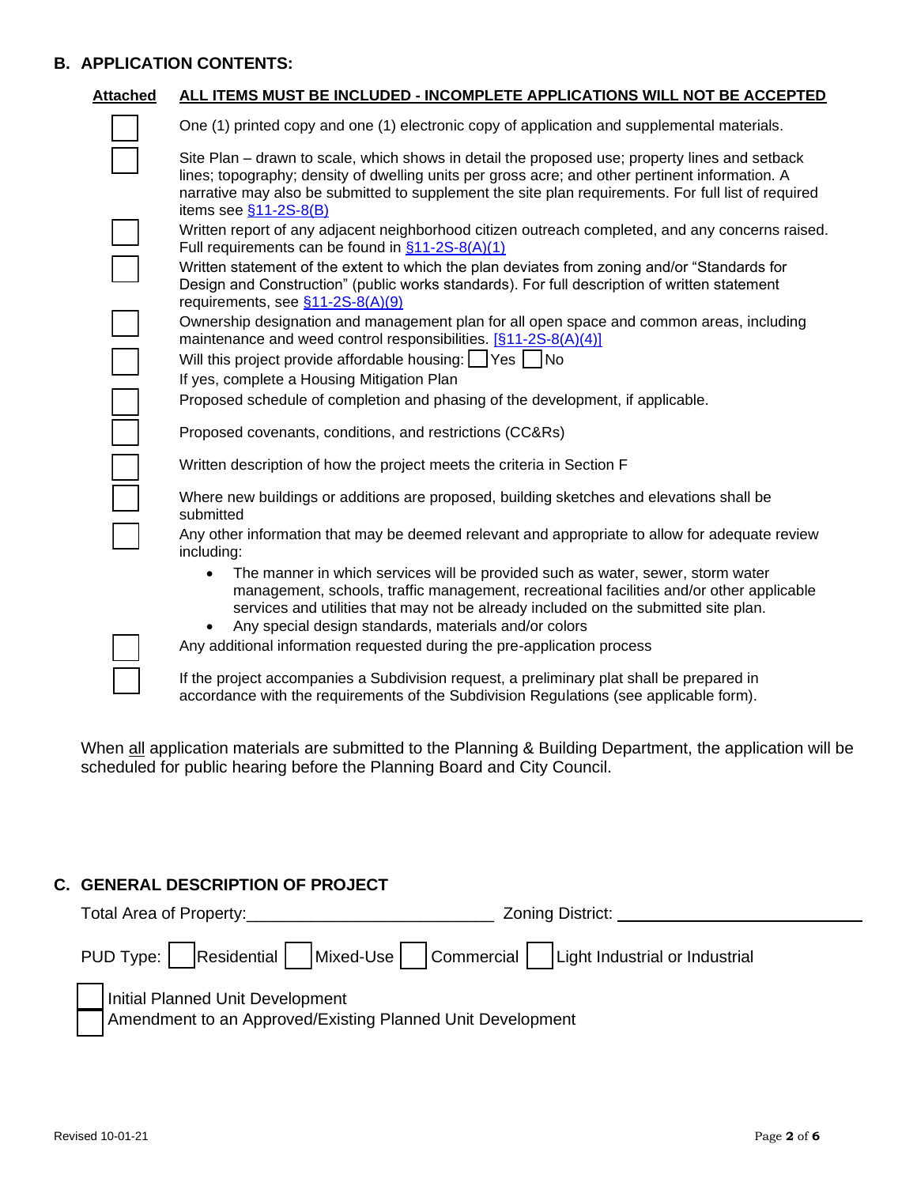## B. APPLICATION CONTENTS:

**Attached** &nbsp; **ALL ITEMS MUST BE INCLUDED - INCOMPLETE APPLICATIONS WILL NOT BE ACCEPTED**

- ☐ One (1) printed copy and one (1) electronic copy of application and supplemental materials.
- ☐ Site Plan – drawn to scale, which shows in detail the proposed use; property lines and setback lines; topography; density of dwelling units per gross acre; and other pertinent information. A narrative may also be submitted to supplement the site plan requirements. For full list of required items see §11-2S-8(B)
- ☐ Written report of any adjacent neighborhood citizen outreach completed, and any concerns raised. Full requirements can be found in §11-2S-8(A)(1)
- ☐ Written statement of the extent to which the plan deviates from zoning and/or "Standards for Design and Construction" (public works standards). For full description of written statement requirements, see §11-2S-8(A)(9)
- ☐ Ownership designation and management plan for all open space and common areas, including maintenance and weed control responsibilities. [§11-2S-8(A)(4)]
- ☐ Will this project provide affordable housing: ☐ Yes ☐ No
  If yes, complete a Housing Mitigation Plan
- ☐ Proposed schedule of completion and phasing of the development, if applicable.
- ☐ Proposed covenants, conditions, and restrictions (CC&Rs)
- ☐ Written description of how the project meets the criteria in Section F
- ☐ Where new buildings or additions are proposed, building sketches and elevations shall be submitted
- ☐ Any other information that may be deemed relevant and appropriate to allow for adequate review including:
  - The manner in which services will be provided such as water, sewer, storm water management, schools, traffic management, recreational facilities and/or other applicable services and utilities that may not be already included on the submitted site plan.
  - Any special design standards, materials and/or colors
- ☐ Any additional information requested during the pre-application process
- ☐ If the project accompanies a Subdivision request, a preliminary plat shall be prepared in accordance with the requirements of the Subdivision Regulations (see applicable form).

When all application materials are submitted to the Planning & Building Department, the application will be scheduled for public hearing before the Planning Board and City Council.

## C. GENERAL DESCRIPTION OF PROJECT

Total Area of Property:__________________________ Zoning District: __________________________

PUD Type: ☐ Residential ☐ Mixed-Use ☐ Commercial ☐ Light Industrial or Industrial

☐ Initial Planned Unit Development
☐ Amendment to an Approved/Existing Planned Unit Development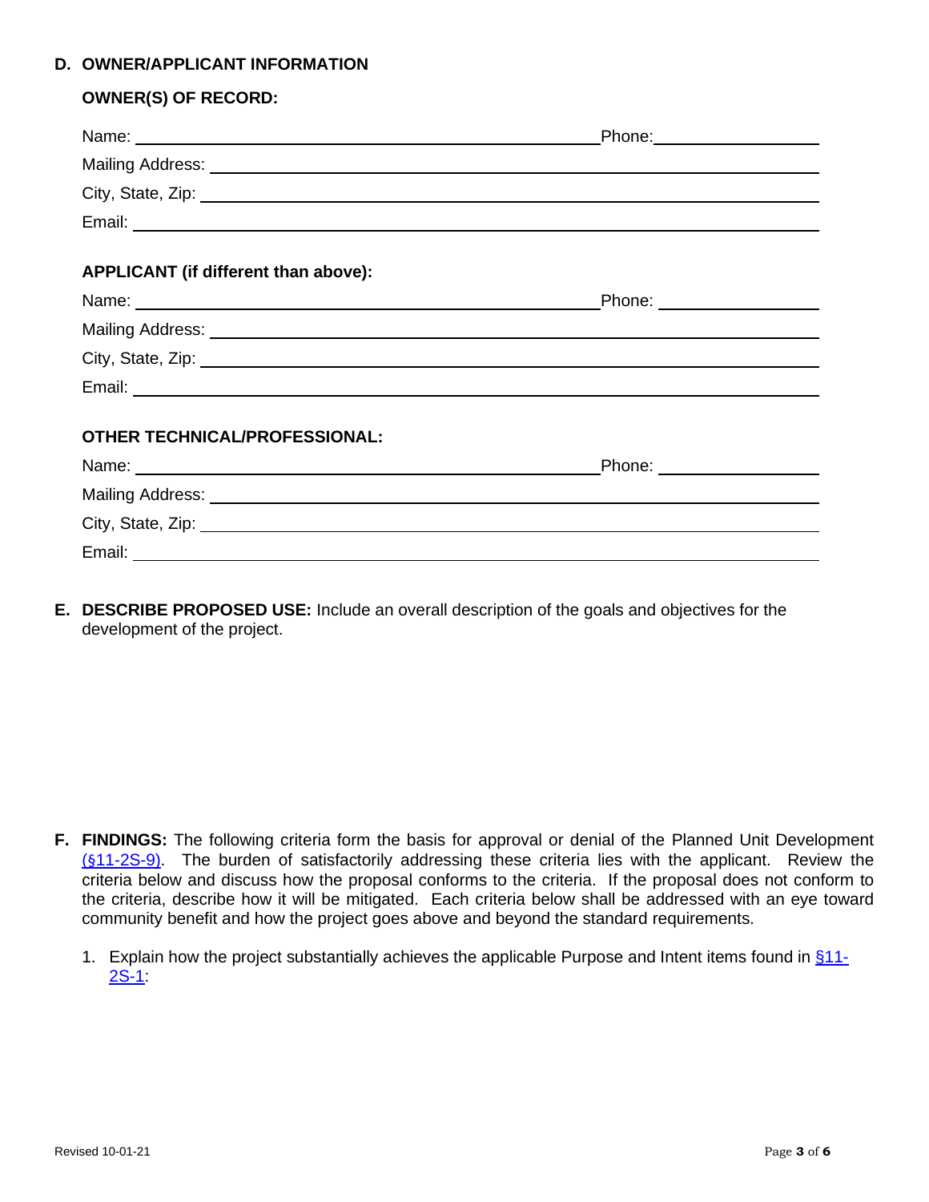## D. OWNER/APPLICANT INFORMATION

**OWNER(S) OF RECORD:**

Name: \_\_\_\_\_\_\_\_\_\_\_\_\_\_\_\_\_\_\_\_\_\_\_\_\_\_\_\_\_\_\_\_\_\_\_\_\_\_\_\_ Phone: \_\_\_\_\_\_\_\_\_\_\_\_\_\_\_\_\_\_

Mailing Address: \_\_\_\_\_\_\_\_\_\_\_\_\_\_\_\_\_\_\_\_\_\_\_\_\_\_\_\_\_\_\_\_\_\_\_\_\_\_\_\_\_\_\_\_\_\_\_\_\_\_\_\_

City, State, Zip: \_\_\_\_\_\_\_\_\_\_\_\_\_\_\_\_\_\_\_\_\_\_\_\_\_\_\_\_\_\_\_\_\_\_\_\_\_\_\_\_\_\_\_\_\_\_\_\_\_\_\_\_

Email: \_\_\_\_\_\_\_\_\_\_\_\_\_\_\_\_\_\_\_\_\_\_\_\_\_\_\_\_\_\_\_\_\_\_\_\_\_\_\_\_\_\_\_\_\_\_\_\_\_\_\_\_\_\_\_\_\_\_\_\_

**APPLICANT (if different than above):**

Name: \_\_\_\_\_\_\_\_\_\_\_\_\_\_\_\_\_\_\_\_\_\_\_\_\_\_\_\_\_\_\_\_\_\_\_\_\_\_\_\_ Phone: \_\_\_\_\_\_\_\_\_\_\_\_\_\_\_\_\_\_

Mailing Address: \_\_\_\_\_\_\_\_\_\_\_\_\_\_\_\_\_\_\_\_\_\_\_\_\_\_\_\_\_\_\_\_\_\_\_\_\_\_\_\_\_\_\_\_\_\_\_\_\_\_\_\_

City, State, Zip: \_\_\_\_\_\_\_\_\_\_\_\_\_\_\_\_\_\_\_\_\_\_\_\_\_\_\_\_\_\_\_\_\_\_\_\_\_\_\_\_\_\_\_\_\_\_\_\_\_\_\_\_

Email: \_\_\_\_\_\_\_\_\_\_\_\_\_\_\_\_\_\_\_\_\_\_\_\_\_\_\_\_\_\_\_\_\_\_\_\_\_\_\_\_\_\_\_\_\_\_\_\_\_\_\_\_\_\_\_\_\_\_\_\_

**OTHER TECHNICAL/PROFESSIONAL:**

Name: \_\_\_\_\_\_\_\_\_\_\_\_\_\_\_\_\_\_\_\_\_\_\_\_\_\_\_\_\_\_\_\_\_\_\_\_\_\_\_\_ Phone: \_\_\_\_\_\_\_\_\_\_\_\_\_\_\_\_\_\_

Mailing Address: \_\_\_\_\_\_\_\_\_\_\_\_\_\_\_\_\_\_\_\_\_\_\_\_\_\_\_\_\_\_\_\_\_\_\_\_\_\_\_\_\_\_\_\_\_\_\_\_\_\_\_\_

City, State, Zip: \_\_\_\_\_\_\_\_\_\_\_\_\_\_\_\_\_\_\_\_\_\_\_\_\_\_\_\_\_\_\_\_\_\_\_\_\_\_\_\_\_\_\_\_\_\_\_\_\_\_\_\_

Email: \_\_\_\_\_\_\_\_\_\_\_\_\_\_\_\_\_\_\_\_\_\_\_\_\_\_\_\_\_\_\_\_\_\_\_\_\_\_\_\_\_\_\_\_\_\_\_\_\_\_\_\_\_\_\_\_\_\_\_\_

**E. DESCRIBE PROPOSED USE:** Include an overall description of the goals and objectives for the development of the project.

**F. FINDINGS:** The following criteria form the basis for approval or denial of the Planned Unit Development (§11-2S-9). The burden of satisfactorily addressing these criteria lies with the applicant. Review the criteria below and discuss how the proposal conforms to the criteria. If the proposal does not conform to the criteria, describe how it will be mitigated. Each criteria below shall be addressed with an eye toward community benefit and how the project goes above and beyond the standard requirements.

1. Explain how the project substantially achieves the applicable Purpose and Intent items found in §11-2S-1: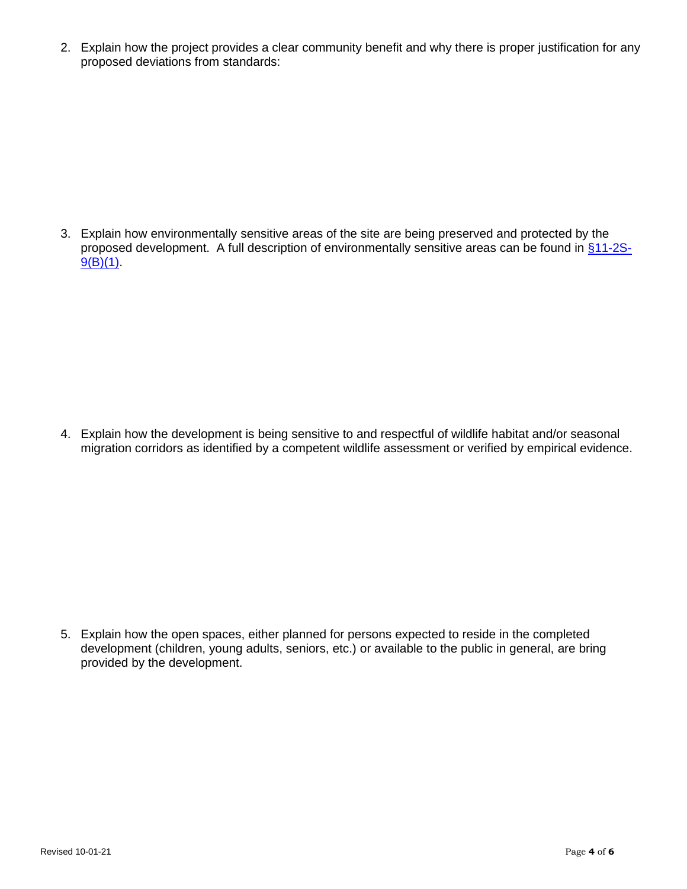2. Explain how the project provides a clear community benefit and why there is proper justification for any proposed deviations from standards:

3. Explain how environmentally sensitive areas of the site are being preserved and protected by the proposed development. A full description of environmentally sensitive areas can be found in §11-2S-9(B)(1).

4. Explain how the development is being sensitive to and respectful of wildlife habitat and/or seasonal migration corridors as identified by a competent wildlife assessment or verified by empirical evidence.

5. Explain how the open spaces, either planned for persons expected to reside in the completed development (children, young adults, seniors, etc.) or available to the public in general, are bring provided by the development.

Revised 10-01-21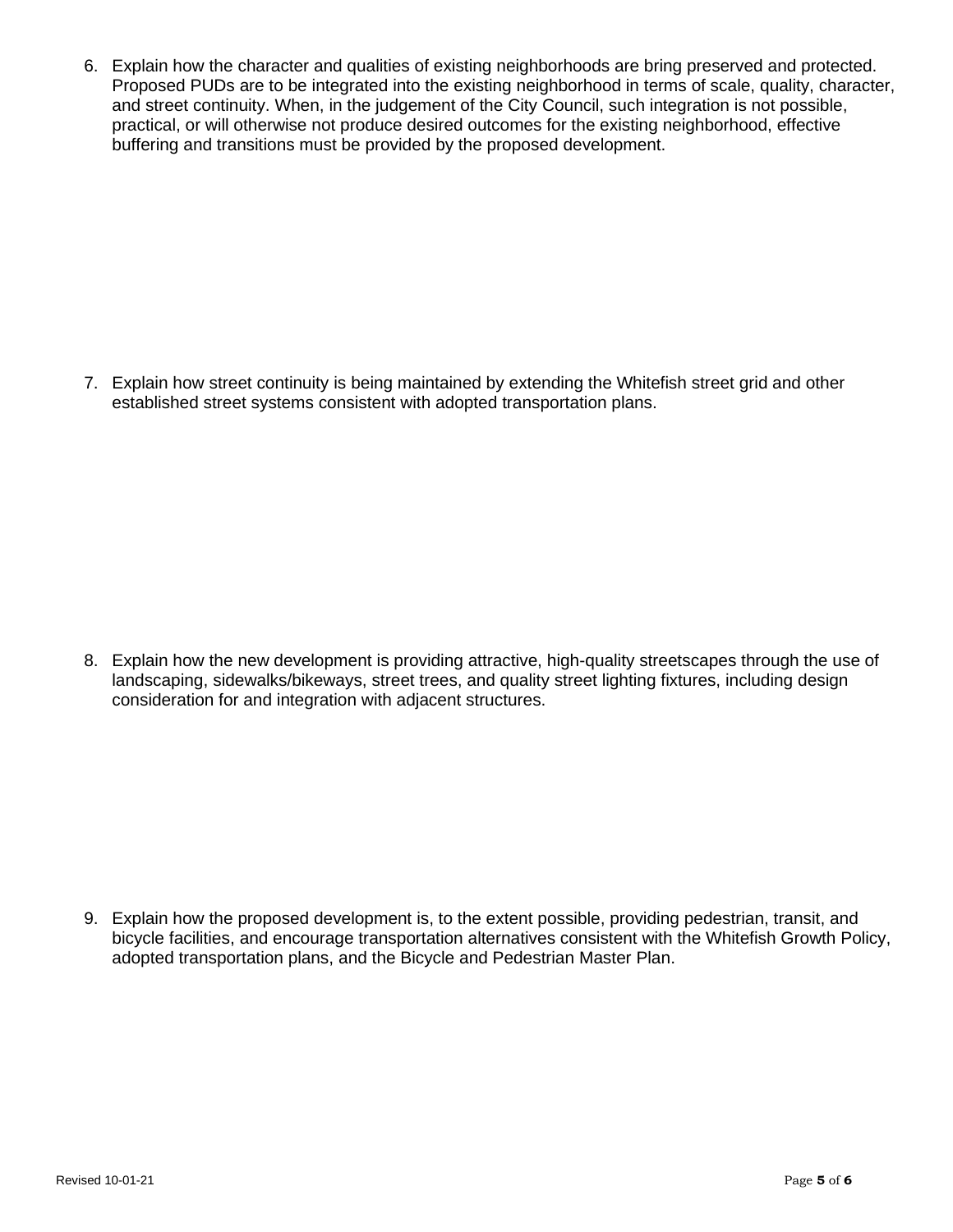6. Explain how the character and qualities of existing neighborhoods are bring preserved and protected. Proposed PUDs are to be integrated into the existing neighborhood in terms of scale, quality, character, and street continuity. When, in the judgement of the City Council, such integration is not possible, practical, or will otherwise not produce desired outcomes for the existing neighborhood, effective buffering and transitions must be provided by the proposed development.

7. Explain how street continuity is being maintained by extending the Whitefish street grid and other established street systems consistent with adopted transportation plans.

8. Explain how the new development is providing attractive, high-quality streetscapes through the use of landscaping, sidewalks/bikeways, street trees, and quality street lighting fixtures, including design consideration for and integration with adjacent structures.

9. Explain how the proposed development is, to the extent possible, providing pedestrian, transit, and bicycle facilities, and encourage transportation alternatives consistent with the Whitefish Growth Policy, adopted transportation plans, and the Bicycle and Pedestrian Master Plan.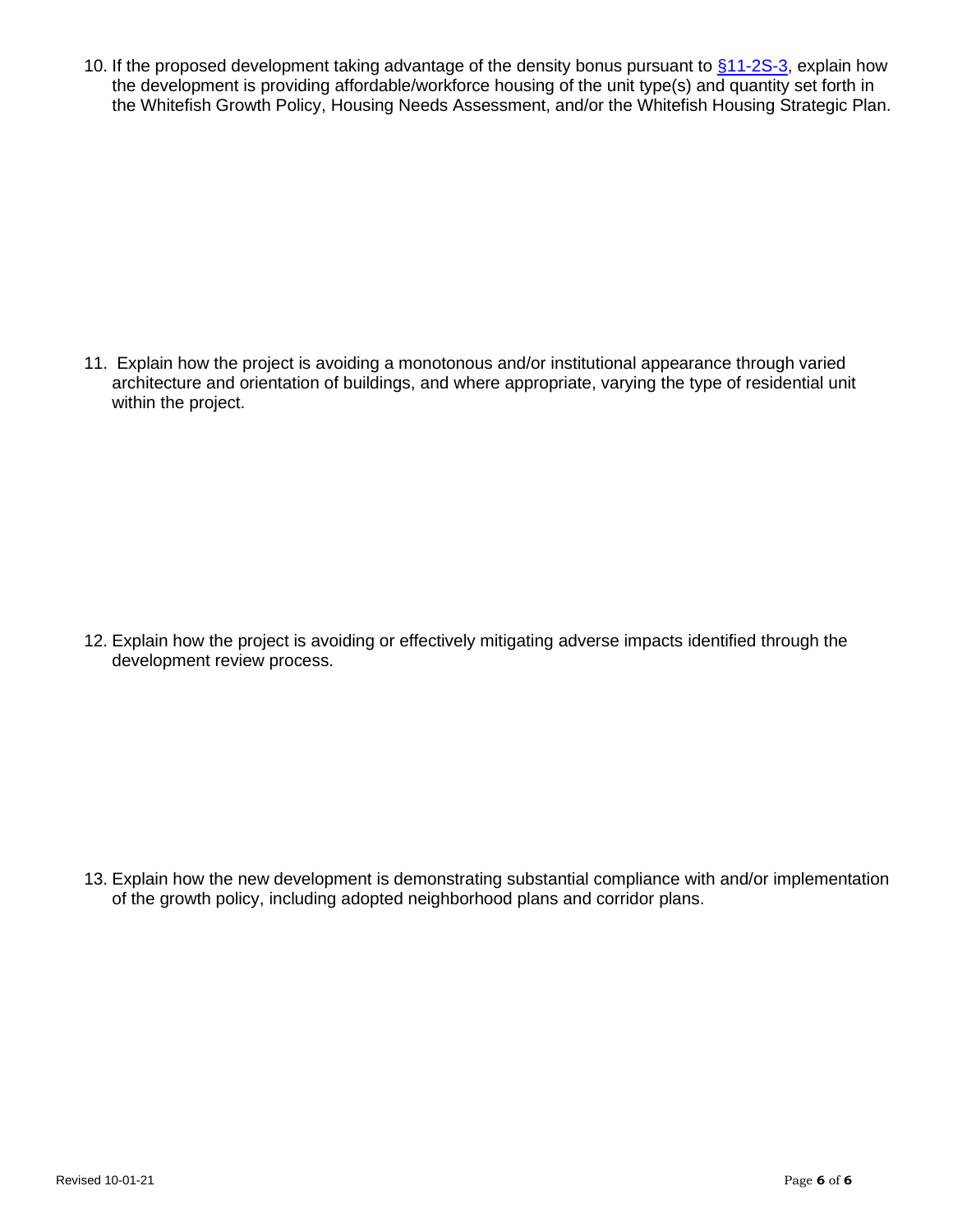10. If the proposed development taking advantage of the density bonus pursuant to §11-2S-3, explain how the development is providing affordable/workforce housing of the unit type(s) and quantity set forth in the Whitefish Growth Policy, Housing Needs Assessment, and/or the Whitefish Housing Strategic Plan.

11. Explain how the project is avoiding a monotonous and/or institutional appearance through varied architecture and orientation of buildings, and where appropriate, varying the type of residential unit within the project.

12. Explain how the project is avoiding or effectively mitigating adverse impacts identified through the development review process.

13. Explain how the new development is demonstrating substantial compliance with and/or implementation of the growth policy, including adopted neighborhood plans and corridor plans.